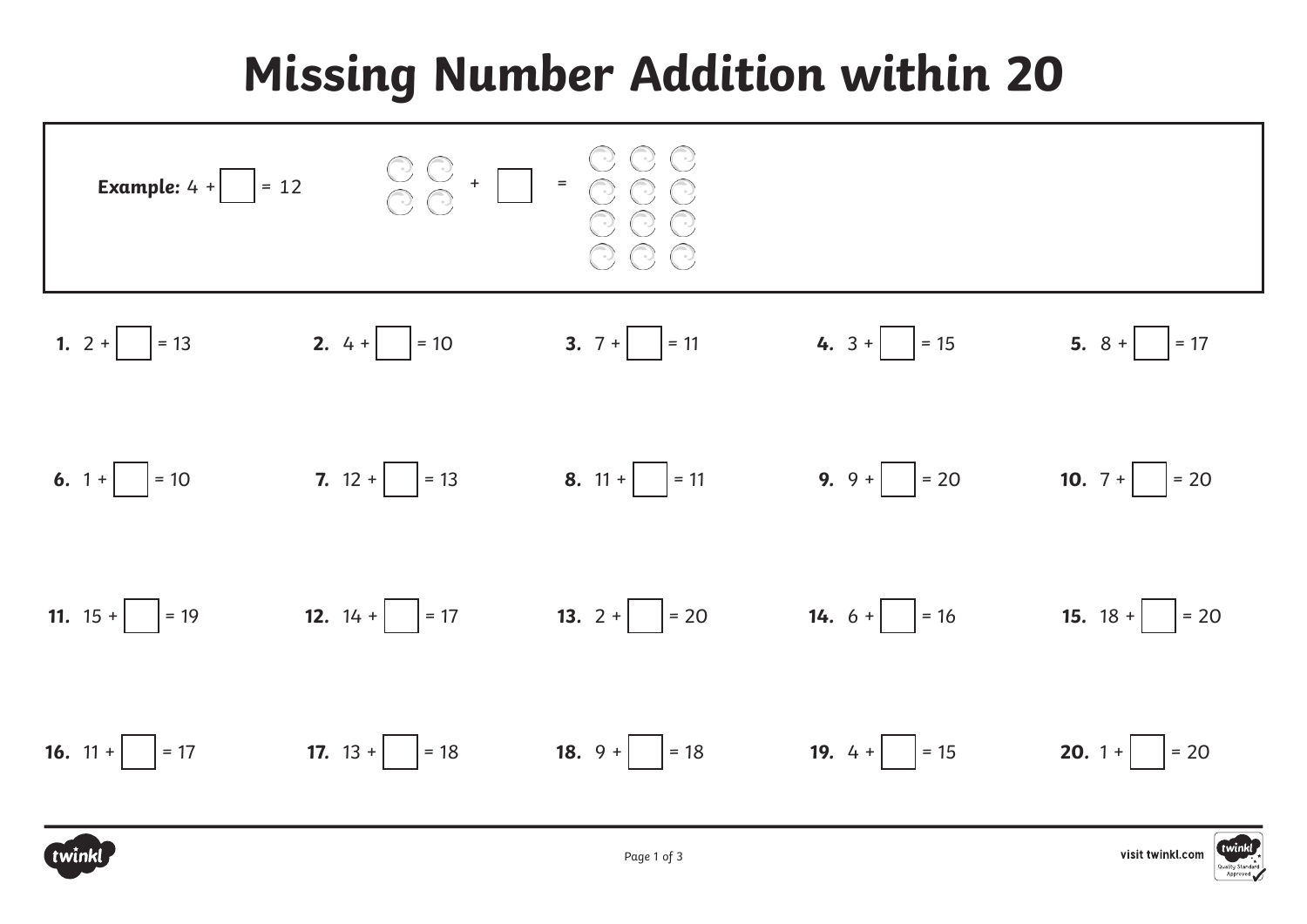# Missing Number Addition within 20

**Example:** $4 + \square = 12$

$\square + \square = \square$

1. $2 + \square = 13$
2. $4 + \square = 10$
3. $7 + \square = 11$
4. $3 + \square = 15$
5. $8 + \square = 17$
6. $1 + \square = 10$
7. $12 + \square = 13$
8. $11 + \square = 11$
9. $9 + \square = 20$
10. $7 + \square = 20$
11. $15 + \square = 19$
12. $14 + \square = 17$
13. $2 + \square = 20$
14. $6 + \square = 16$
15. $18 + \square = 20$
16. $11 + \square = 17$
17. $13 + \square = 18$
18. $9 + \square = 18$
19. $4 + \square = 15$
20. $1 + \square = 20$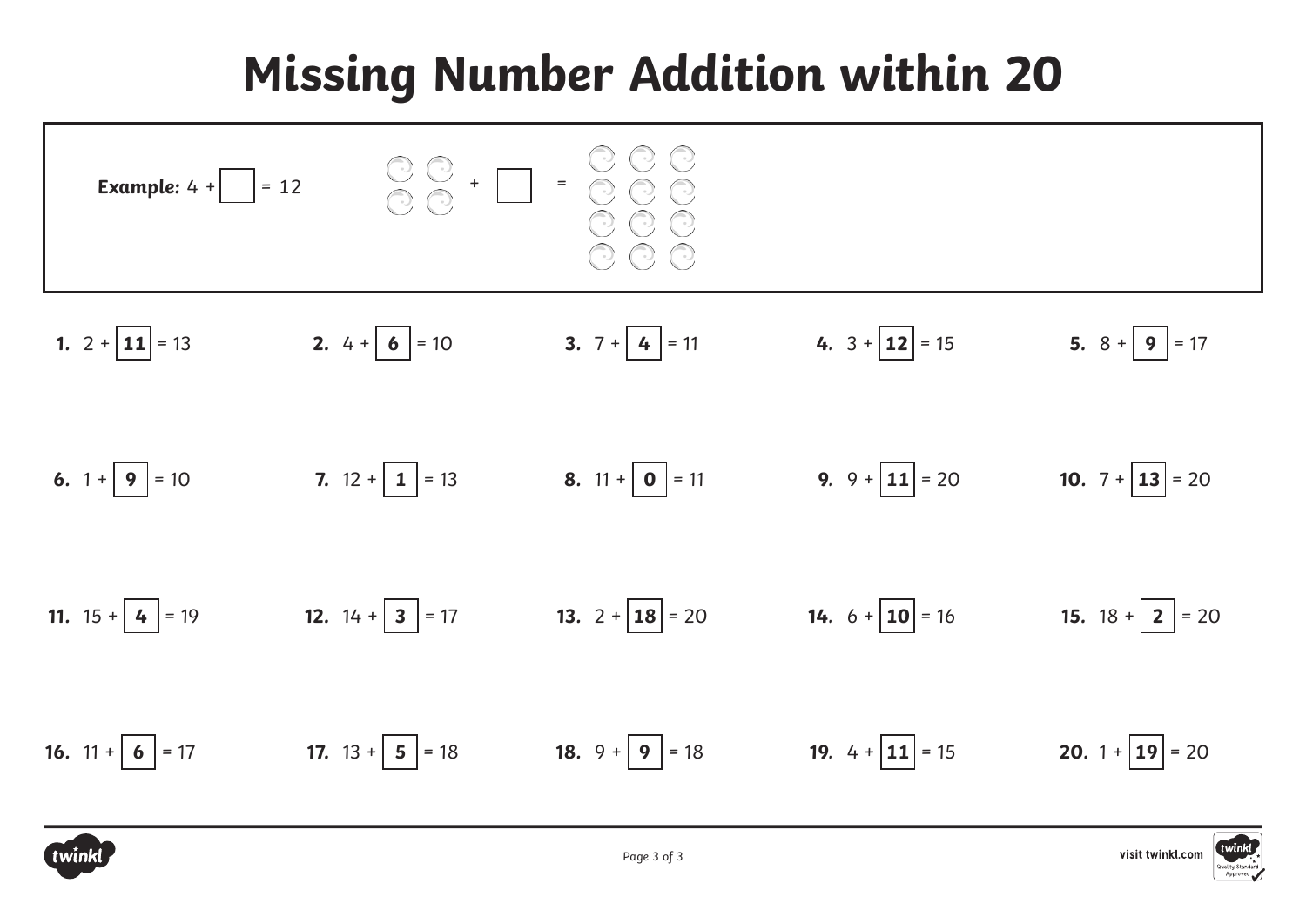# Missing Number Addition within 20

**Example:** 4 + [ ] = 12

[ ] + [ ] = 

**1.** 2 + **11** = 13

**2.** 4 + **6** = 10

**3.** 7 + **4** = 11

**4.** 3 + **12** = 15

**5.** 8 + **9** = 17

**6.** 1 + **9** = 10

**7.** 12 + **1** = 13

**8.** 11 + **0** = 11

**9.** 9 + **11** = 20

**10.** 7 + **13** = 20

**11.** 15 + **4** = 19

**12.** 14 + **3** = 17

**13.** 2 + **18** = 20

**14.** 6 + **10** = 16

**15.** 18 + **2** = 20

**16.** 11 + **6** = 17

**17.** 13 + **5** = 18

**18.** 9 + **9** = 18

**19.** 4 + **11** = 15

**20.** 1 + **19** = 20